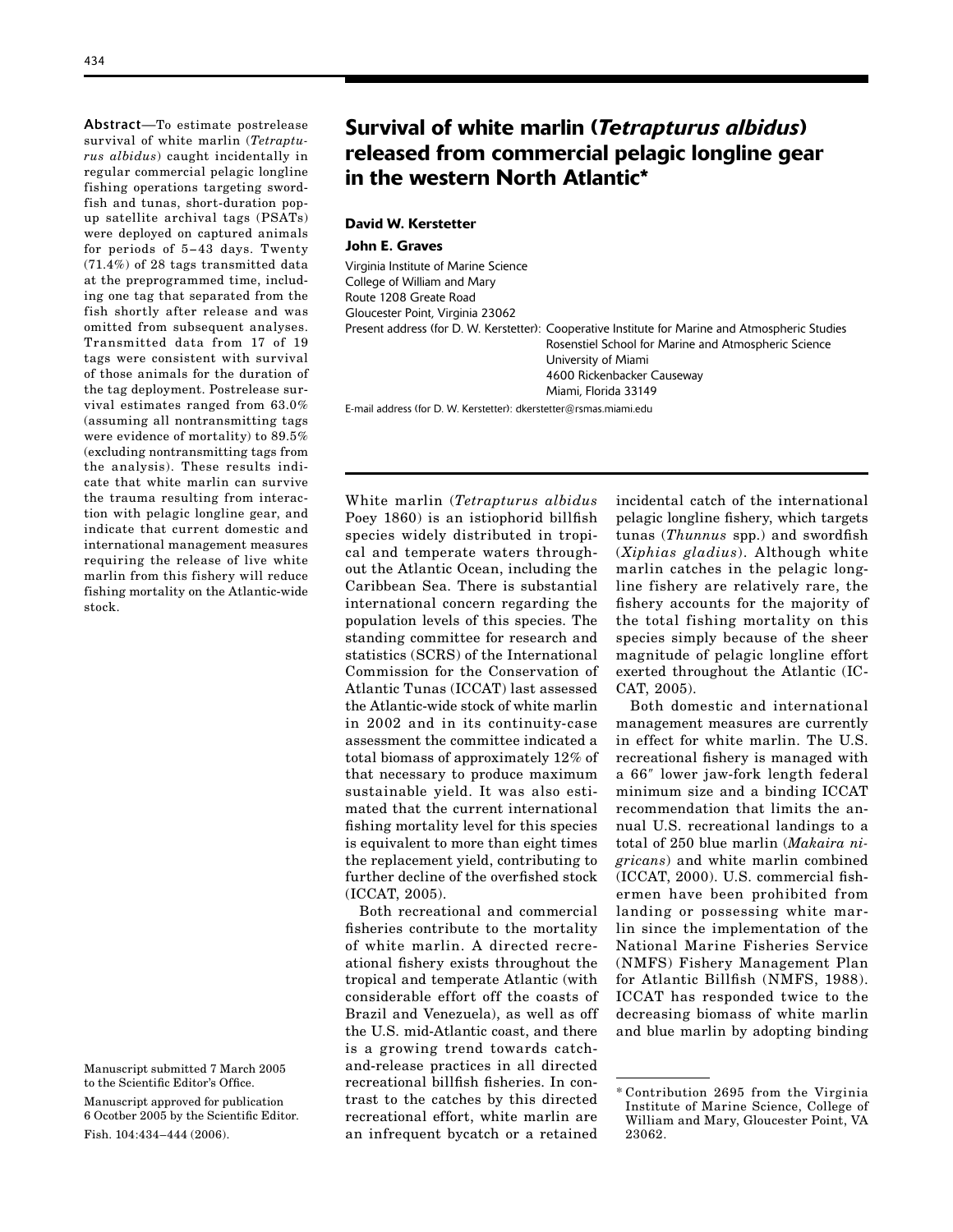# Survival of white marlin (*Tetrapturus albidus*) released from commercial pelagic longline gear in the western North Atlantic*

**David W. Kerstetter**

**John E. Graves**

Virginia Institute of Marine Science
College of William and Mary
Route 1208 Greate Road
Gloucester Point, Virginia 23062

Present address (for D. W. Kerstetter): Cooperative Institute for Marine and Atmospheric Studies
Rosenstiel School for Marine and Atmospheric Science
University of Miami
4600 Rickenbacker Causeway
Miami, Florida 33149

E-mail address (for D. W. Kerstetter): dkerstetter@rsmas.miami.edu

**Abstract**—To estimate postrelease survival of white marlin (*Tetrapturus albidus*) caught incidentally in regular commercial pelagic longline fishing operations targeting swordfish and tunas, short-duration popup satellite archival tags (PSATs) were deployed on captured animals for periods of 5–43 days. Twenty (71.4%) of 28 tags transmitted data at the preprogrammed time, including one tag that separated from the fish shortly after release and was omitted from subsequent analyses. Transmitted data from 17 of 19 tags were consistent with survival of those animals for the duration of the tag deployment. Postrelease survival estimates ranged from 63.0% (assuming all nontransmitting tags were evidence of mortality) to 89.5% (excluding nontransmitting tags from the analysis). These results indicate that white marlin can survive the trauma resulting from interaction with pelagic longline gear, and indicate that current domestic and international management measures requiring the release of live white marlin from this fishery will reduce fishing mortality on the Atlantic-wide stock.

Manuscript submitted 7 March 2005 to the Scientific Editor's Office.

Manuscript approved for publication 6 Octorber 2005 by the Scientific Editor.

Fish. 104:434–444 (2006).

White marlin (*Tetrapturus albidus* Poey 1860) is an istiophorid billfish species widely distributed in tropical and temperate waters throughout the Atlantic Ocean, including the Caribbean Sea. There is substantial international concern regarding the population levels of this species. The standing committee for research and statistics (SCRS) of the International Commission for the Conservation of Atlantic Tunas (ICCAT) last assessed the Atlantic-wide stock of white marlin in 2002 and in its continuity-case assessment the committee indicated a total biomass of approximately 12% of that necessary to produce maximum sustainable yield. It was also estimated that the current international fishing mortality level for this species is equivalent to more than eight times the replacement yield, contributing to further decline of the overfished stock (ICCAT, 2005).

Both recreational and commercial fisheries contribute to the mortality of white marlin. A directed recreational fishery exists throughout the tropical and temperate Atlantic (with considerable effort off the coasts of Brazil and Venezuela), as well as off the U.S. mid-Atlantic coast, and there is a growing trend towards catch-and-release practices in all directed recreational billfish fisheries. In contrast to the catches by this directed recreational effort, white marlin are an infrequent bycatch or a retained incidental catch of the international pelagic longline fishery, which targets tunas (*Thunnus* spp.) and swordfish (*Xiphias gladius*). Although white marlin catches in the pelagic longline fishery are relatively rare, the fishery accounts for the majority of the total fishing mortality on this species simply because of the sheer magnitude of pelagic longline effort exerted throughout the Atlantic (ICCAT, 2005).

Both domestic and international management measures are currently in effect for white marlin. The U.S. recreational fishery is managed with a 66″ lower jaw-fork length federal minimum size and a binding ICCAT recommendation that limits the annual U.S. recreational landings to a total of 250 blue marlin (*Makaira nigricans*) and white marlin combined (ICCAT, 2000). U.S. commercial fishermen have been prohibited from landing or possessing white marlin since the implementation of the National Marine Fisheries Service (NMFS) Fishery Management Plan for Atlantic Billfish (NMFS, 1988). ICCAT has responded twice to the decreasing biomass of white marlin and blue marlin by adopting binding

* Contribution 2695 from the Virginia Institute of Marine Science, College of William and Mary, Gloucester Point, VA 23062.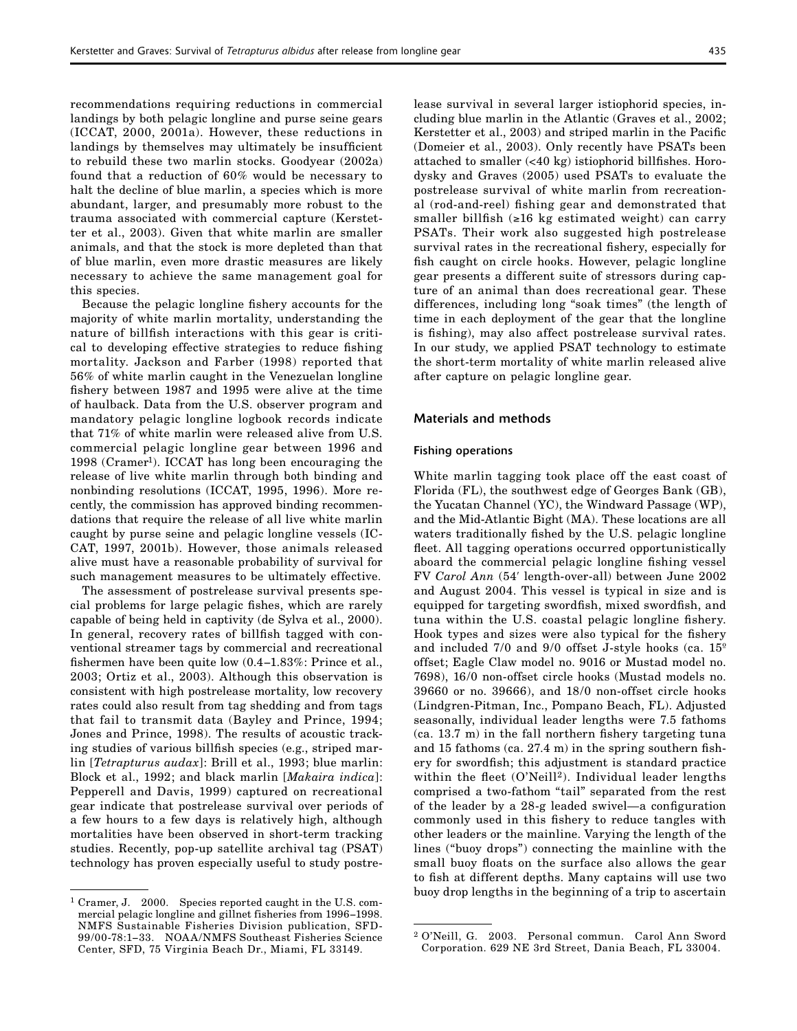recommendations requiring reductions in commercial landings by both pelagic longline and purse seine gears (ICCAT, 2000, 2001a). However, these reductions in landings by themselves may ultimately be insufficient to rebuild these two marlin stocks. Goodyear (2002a) found that a reduction of 60% would be necessary to halt the decline of blue marlin, a species which is more abundant, larger, and presumably more robust to the trauma associated with commercial capture (Kerstetter et al., 2003). Given that white marlin are smaller animals, and that the stock is more depleted than that of blue marlin, even more drastic measures are likely necessary to achieve the same management goal for this species.

Because the pelagic longline fishery accounts for the majority of white marlin mortality, understanding the nature of billfish interactions with this gear is critical to developing effective strategies to reduce fishing mortality. Jackson and Farber (1998) reported that 56% of white marlin caught in the Venezuelan longline fishery between 1987 and 1995 were alive at the time of haulback. Data from the U.S. observer program and mandatory pelagic longline logbook records indicate that 71% of white marlin were released alive from U.S. commercial pelagic longline gear between 1996 and 1998 (Cramer[1]). ICCAT has long been encouraging the release of live white marlin through both binding and nonbinding resolutions (ICCAT, 1995, 1996). More recently, the commission has approved binding recommendations that require the release of all live white marlin caught by purse seine and pelagic longline vessels (ICCAT, 1997, 2001b). However, those animals released alive must have a reasonable probability of survival for such management measures to be ultimately effective.

The assessment of postrelease survival presents special problems for large pelagic fishes, which are rarely capable of being held in captivity (de Sylva et al., 2000). In general, recovery rates of billfish tagged with conventional streamer tags by commercial and recreational fishermen have been quite low (0.4–1.83%: Prince et al., 2003; Ortiz et al., 2003). Although this observation is consistent with high postrelease mortality, low recovery rates could also result from tag shedding and from tags that fail to transmit data (Bayley and Prince, 1994; Jones and Prince, 1998). The results of acoustic tracking studies of various billfish species (e.g., striped marlin [*Tetrapturus audax*]: Brill et al., 1993; blue marlin: Block et al., 1992; and black marlin [*Makaira indica*]: Pepperell and Davis, 1999) captured on recreational gear indicate that postrelease survival over periods of a few hours to a few days is relatively high, although mortalities have been observed in short-term tracking studies. Recently, pop-up satellite archival tag (PSAT) technology has proven especially useful to study postrelease survival in several larger istiophorid species, including blue marlin in the Atlantic (Graves et al., 2002; Kerstetter et al., 2003) and striped marlin in the Pacific (Domeier et al., 2003). Only recently have PSATs been attached to smaller (<40 kg) istiophorid billfishes. Horodysky and Graves (2005) used PSATs to evaluate the postrelease survival of white marlin from recreational (rod-and-reel) fishing gear and demonstrated that smaller billfish (≥16 kg estimated weight) can carry PSATs. Their work also suggested high postrelease survival rates in the recreational fishery, especially for fish caught on circle hooks. However, pelagic longline gear presents a different suite of stressors during capture of an animal than does recreational gear. These differences, including long "soak times" (the length of time in each deployment of the gear that the longline is fishing), may also affect postrelease survival rates. In our study, we applied PSAT technology to estimate the short-term mortality of white marlin released alive after capture on pelagic longline gear.

## Materials and methods

### Fishing operations

White marlin tagging took place off the east coast of Florida (FL), the southwest edge of Georges Bank (GB), the Yucatan Channel (YC), the Windward Passage (WP), and the Mid-Atlantic Bight (MA). These locations are all waters traditionally fished by the U.S. pelagic longline fleet. All tagging operations occurred opportunistically aboard the commercial pelagic longline fishing vessel FV *Carol Ann* (54′ length-over-all) between June 2002 and August 2004. This vessel is typical in size and is equipped for targeting swordfish, mixed swordfish, and tuna within the U.S. coastal pelagic longline fishery. Hook types and sizes were also typical for the fishery and included 7/0 and 9/0 offset J-style hooks (ca. 15° offset; Eagle Claw model no. 9016 or Mustad model no. 7698), 16/0 non-offset circle hooks (Mustad models no. 39660 or no. 39666), and 18/0 non-offset circle hooks (Lindgren-Pitman, Inc., Pompano Beach, FL). Adjusted seasonally, individual leader lengths were 7.5 fathoms (ca. 13.7 m) in the fall northern fishery targeting tuna and 15 fathoms (ca. 27.4 m) in the spring southern fishery for swordfish; this adjustment is standard practice within the fleet (O'Neill[2]). Individual leader lengths comprised a two-fathom "tail" separated from the rest of the leader by a 28-g leaded swivel—a configuration commonly used in this fishery to reduce tangles with other leaders or the mainline. Varying the length of the lines ("buoy drops") connecting the mainline with the small buoy floats on the surface also allows the gear to fish at different depths. Many captains will use two buoy drop lengths in the beginning of a trip to ascertain

[1] Cramer, J. 2000. Species reported caught in the U.S. commercial pelagic longline and gillnet fisheries from 1996–1998. NMFS Sustainable Fisheries Division publication, SFD-99/00-78:1–33. NOAA/NMFS Southeast Fisheries Science Center, SFD, 75 Virginia Beach Dr., Miami, FL 33149.

[2] O'Neill, G. 2003. Personal commun. Carol Ann Sword Corporation. 629 NE 3rd Street, Dania Beach, FL 33004.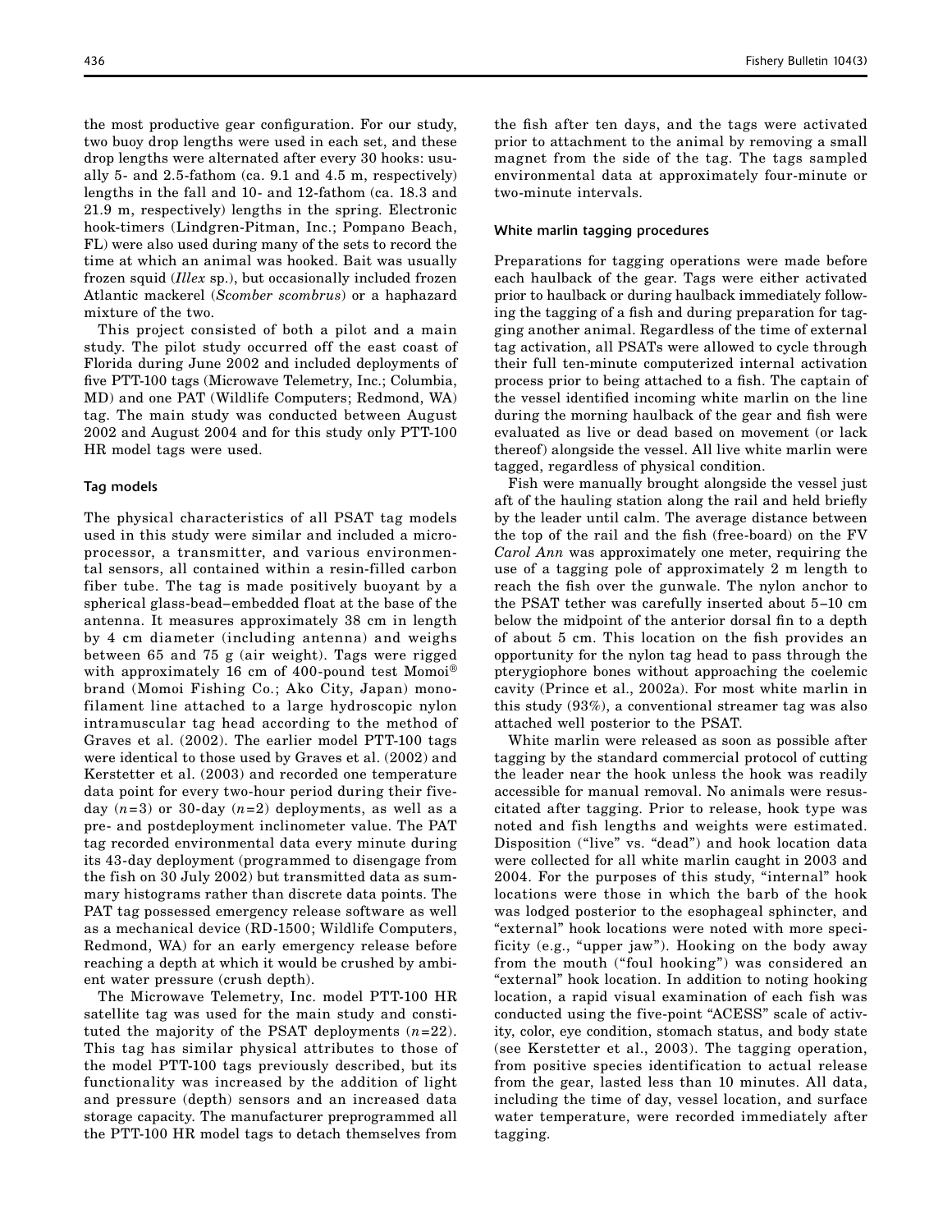the most productive gear configuration. For our study, two buoy drop lengths were used in each set, and these drop lengths were alternated after every 30 hooks: usually 5- and 2.5-fathom (ca. 9.1 and 4.5 m, respectively) lengths in the fall and 10- and 12-fathom (ca. 18.3 and 21.9 m, respectively) lengths in the spring. Electronic hook-timers (Lindgren-Pitman, Inc.; Pompano Beach, FL) were also used during many of the sets to record the time at which an animal was hooked. Bait was usually frozen squid (*Illex* sp.), but occasionally included frozen Atlantic mackerel (*Scomber scombrus*) or a haphazard mixture of the two.

This project consisted of both a pilot and a main study. The pilot study occurred off the east coast of Florida during June 2002 and included deployments of five PTT-100 tags (Microwave Telemetry, Inc.; Columbia, MD) and one PAT (Wildlife Computers; Redmond, WA) tag. The main study was conducted between August 2002 and August 2004 and for this study only PTT-100 HR model tags were used.

### Tag models

The physical characteristics of all PSAT tag models used in this study were similar and included a microprocessor, a transmitter, and various environmental sensors, all contained within a resin-filled carbon fiber tube. The tag is made positively buoyant by a spherical glass-bead–embedded float at the base of the antenna. It measures approximately 38 cm in length by 4 cm diameter (including antenna) and weighs between 65 and 75 g (air weight). Tags were rigged with approximately 16 cm of 400-pound test Momoi® brand (Momoi Fishing Co.; Ako City, Japan) monofilament line attached to a large hydroscopic nylon intramuscular tag head according to the method of Graves et al. (2002). The earlier model PTT-100 tags were identical to those used by Graves et al. (2002) and Kerstetter et al. (2003) and recorded one temperature data point for every two-hour period during their five-day ($n=3$) or 30-day ($n=2$) deployments, as well as a pre- and postdeployment inclinometer value. The PAT tag recorded environmental data every minute during its 43-day deployment (programmed to disengage from the fish on 30 July 2002) but transmitted data as summary histograms rather than discrete data points. The PAT tag possessed emergency release software as well as a mechanical device (RD-1500; Wildlife Computers, Redmond, WA) for an early emergency release before reaching a depth at which it would be crushed by ambient water pressure (crush depth).

The Microwave Telemetry, Inc. model PTT-100 HR satellite tag was used for the main study and constituted the majority of the PSAT deployments ($n=22$). This tag has similar physical attributes to those of the model PTT-100 tags previously described, but its functionality was increased by the addition of light and pressure (depth) sensors and an increased data storage capacity. The manufacturer preprogrammed all the PTT-100 HR model tags to detach themselves from the fish after ten days, and the tags were activated prior to attachment to the animal by removing a small magnet from the side of the tag. The tags sampled environmental data at approximately four-minute or two-minute intervals.

### White marlin tagging procedures

Preparations for tagging operations were made before each haulback of the gear. Tags were either activated prior to haulback or during haulback immediately following the tagging of a fish and during preparation for tagging another animal. Regardless of the time of external tag activation, all PSATs were allowed to cycle through their full ten-minute computerized internal activation process prior to being attached to a fish. The captain of the vessel identified incoming white marlin on the line during the morning haulback of the gear and fish were evaluated as live or dead based on movement (or lack thereof) alongside the vessel. All live white marlin were tagged, regardless of physical condition.

Fish were manually brought alongside the vessel just aft of the hauling station along the rail and held briefly by the leader until calm. The average distance between the top of the rail and the fish (free-board) on the FV *Carol Ann* was approximately one meter, requiring the use of a tagging pole of approximately 2 m length to reach the fish over the gunwale. The nylon anchor to the PSAT tether was carefully inserted about 5–10 cm below the midpoint of the anterior dorsal fin to a depth of about 5 cm. This location on the fish provides an opportunity for the nylon tag head to pass through the pterygiophore bones without approaching the coelemic cavity (Prince et al., 2002a). For most white marlin in this study (93%), a conventional streamer tag was also attached well posterior to the PSAT.

White marlin were released as soon as possible after tagging by the standard commercial protocol of cutting the leader near the hook unless the hook was readily accessible for manual removal. No animals were resuscitated after tagging. Prior to release, hook type was noted and fish lengths and weights were estimated. Disposition ("live" vs. "dead") and hook location data were collected for all white marlin caught in 2003 and 2004. For the purposes of this study, "internal" hook locations were those in which the barb of the hook was lodged posterior to the esophageal sphincter, and "external" hook locations were noted with more specificity (e.g., "upper jaw"). Hooking on the body away from the mouth ("foul hooking") was considered an "external" hook location. In addition to noting hooking location, a rapid visual examination of each fish was conducted using the five-point "ACESS" scale of activity, color, eye condition, stomach status, and body state (see Kerstetter et al., 2003). The tagging operation, from positive species identification to actual release from the gear, lasted less than 10 minutes. All data, including the time of day, vessel location, and surface water temperature, were recorded immediately after tagging.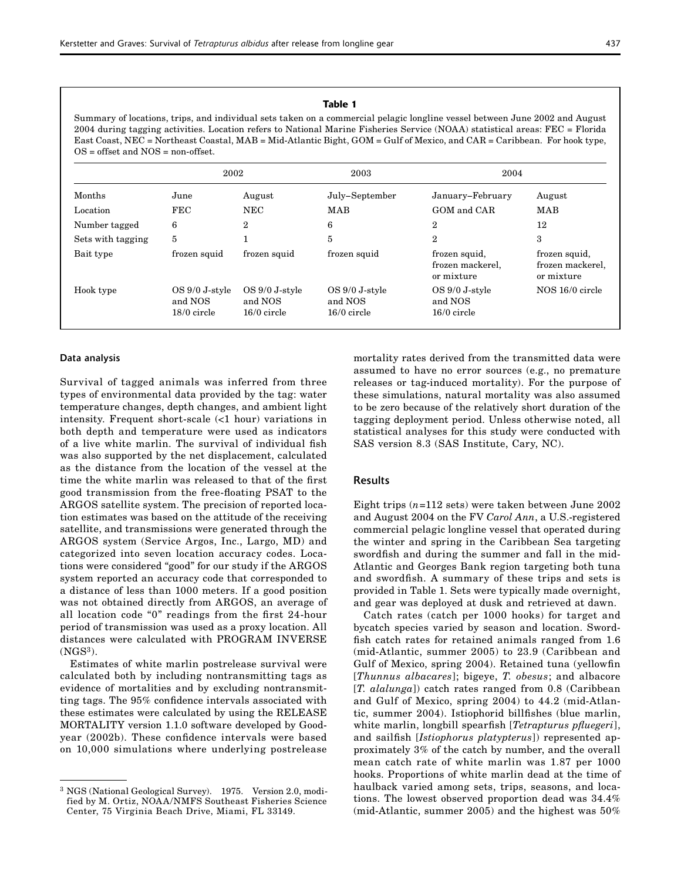**Table 1**

Summary of locations, trips, and individual sets taken on a commercial pelagic longline vessel between June 2002 and August 2004 during tagging activities. Location refers to National Marine Fisheries Service (NOAA) statistical areas: FEC = Florida East Coast, NEC = Northeast Coastal, MAB = Mid-Atlantic Bight, GOM = Gulf of Mexico, and CAR = Caribbean. For hook type, OS = offset and NOS = non-offset.

| | 2002 | | 2003 | 2004 | |
|---|---|---|---|---|---|
| Months | June | August | July–September | January–February | August |
| Location | FEC | NEC | MAB | GOM and CAR | MAB |
| Number tagged | 6 | 2 | 6 | 2 | 12 |
| Sets with tagging | 5 | 1 | 5 | 2 | 3 |
| Bait type | frozen squid | frozen squid | frozen squid | frozen squid, frozen mackerel, or mixture | frozen squid, frozen mackerel, or mixture |
| Hook type | OS 9/0 J-style and NOS 18/0 circle | OS 9/0 J-style and NOS 16/0 circle | OS 9/0 J-style and NOS 16/0 circle | OS 9/0 J-style and NOS 16/0 circle | NOS 16/0 circle |

### Data analysis

Survival of tagged animals was inferred from three types of environmental data provided by the tag: water temperature changes, depth changes, and ambient light intensity. Frequent short-scale (<1 hour) variations in both depth and temperature were used as indicators of a live white marlin. The survival of individual fish was also supported by the net displacement, calculated as the distance from the location of the vessel at the time the white marlin was released to that of the first good transmission from the free-floating PSAT to the ARGOS satellite system. The precision of reported location estimates was based on the attitude of the receiving satellite, and transmissions were generated through the ARGOS system (Service Argos, Inc., Largo, MD) and categorized into seven location accuracy codes. Locations were considered "good" for our study if the ARGOS system reported an accuracy code that corresponded to a distance of less than 1000 meters. If a good position was not obtained directly from ARGOS, an average of all location code "0" readings from the first 24-hour period of transmission was used as a proxy location. All distances were calculated with PROGRAM INVERSE (NGS[3]).

Estimates of white marlin postrelease survival were calculated both by including nontransmitting tags as evidence of mortalities and by excluding nontransmitting tags. The 95% confidence intervals associated with these estimates were calculated by using the RELEASE MORTALITY version 1.1.0 software developed by Goodyear (2002b). These confidence intervals were based on 10,000 simulations where underlying postrelease mortality rates derived from the transmitted data were assumed to have no error sources (e.g., no premature releases or tag-induced mortality). For the purpose of these simulations, natural mortality was also assumed to be zero because of the relatively short duration of the tagging deployment period. Unless otherwise noted, all statistical analyses for this study were conducted with SAS version 8.3 (SAS Institute, Cary, NC).

[3] NGS (National Geological Survey). 1975. Version 2.0, modified by M. Ortiz, NOAA/NMFS Southeast Fisheries Science Center, 75 Virginia Beach Drive, Miami, FL 33149.

## Results

Eight trips ($n$=112 sets) were taken between June 2002 and August 2004 on the FV *Carol Ann*, a U.S.-registered commercial pelagic longline vessel that operated during the winter and spring in the Caribbean Sea targeting swordfish and during the summer and fall in the mid-Atlantic and Georges Bank region targeting both tuna and swordfish. A summary of these trips and sets is provided in Table 1. Sets were typically made overnight, and gear was deployed at dusk and retrieved at dawn.

Catch rates (catch per 1000 hooks) for target and bycatch species varied by season and location. Swordfish catch rates for retained animals ranged from 1.6 (mid-Atlantic, summer 2005) to 23.9 (Caribbean and Gulf of Mexico, spring 2004). Retained tuna (yellowfin [*Thunnus albacares*]; bigeye, *T. obesus*; and albacore [*T. alalunga*]) catch rates ranged from 0.8 (Caribbean and Gulf of Mexico, spring 2004) to 44.2 (mid-Atlantic, summer 2004). Istiophorid billfishes (blue marlin, white marlin, longbill spearfish [*Tetrapturus pfluegeri*], and sailfish [*Istiophorus platypterus*]) represented approximately 3% of the catch by number, and the overall mean catch rate of white marlin was 1.87 per 1000 hooks. Proportions of white marlin dead at the time of haulback varied among sets, trips, seasons, and locations. The lowest observed proportion dead was 34.4% (mid-Atlantic, summer 2005) and the highest was 50%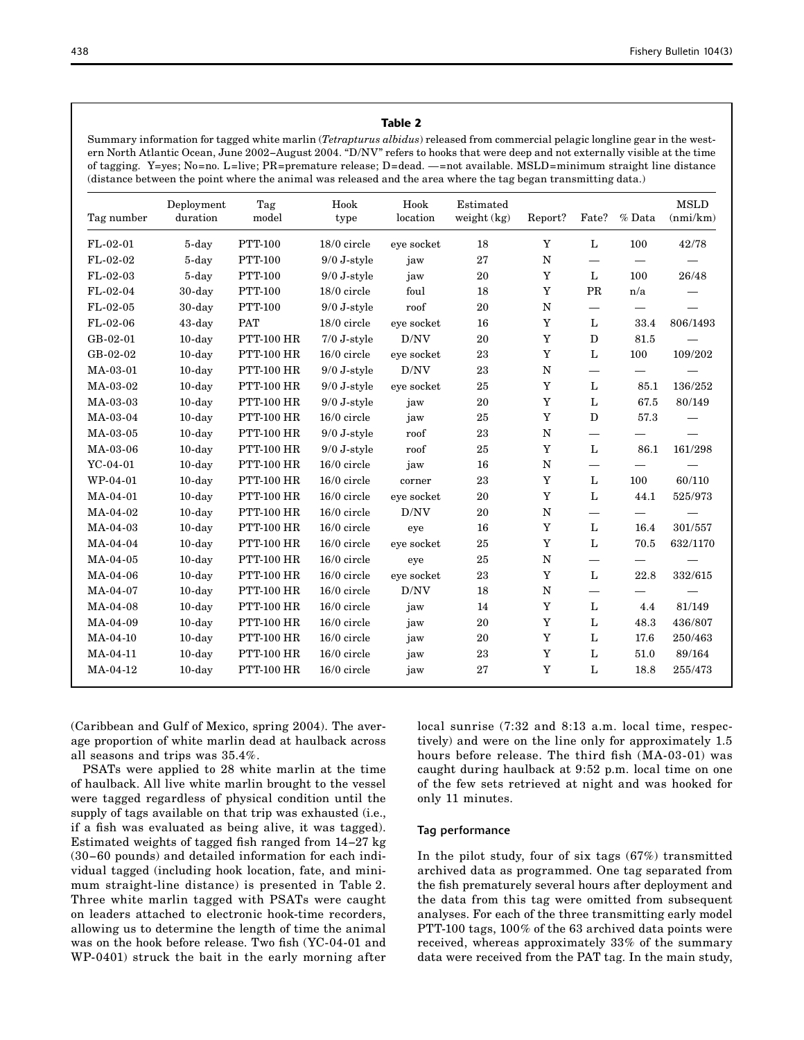**Table 2**

Summary information for tagged white marlin (*Tetrapturus albidus*) released from commercial pelagic longline gear in the western North Atlantic Ocean, June 2002–August 2004. "D/NV" refers to hooks that were deep and not externally visible at the time of tagging. Y=yes; No=no. L=live; PR=premature release; D=dead. —=not available. MSLD=minimum straight line distance (distance between the point where the animal was released and the area where the tag began transmitting data.)

| Tag number | Deployment duration | Tag model | Hook type | Hook location | Estimated weight (kg) | Report? | Fate? | % Data | MSLD (nmi/km) |
|---|---|---|---|---|---|---|---|---|---|
| FL-02-01 | 5-day | PTT-100 | 18/0 circle | eye socket | 18 | Y | L | 100 | 42/78 |
| FL-02-02 | 5-day | PTT-100 | 9/0 J-style | jaw | 27 | N | — | — | — |
| FL-02-03 | 5-day | PTT-100 | 9/0 J-style | jaw | 20 | Y | L | 100 | 26/48 |
| FL-02-04 | 30-day | PTT-100 | 18/0 circle | foul | 18 | Y | PR | n/a | — |
| FL-02-05 | 30-day | PTT-100 | 9/0 J-style | roof | 20 | N | — | — | — |
| FL-02-06 | 43-day | PAT | 18/0 circle | eye socket | 16 | Y | L | 33.4 | 806/1493 |
| GB-02-01 | 10-day | PTT-100 HR | 7/0 J-style | D/NV | 20 | Y | D | 81.5 | — |
| GB-02-02 | 10-day | PTT-100 HR | 16/0 circle | eye socket | 23 | Y | L | 100 | 109/202 |
| MA-03-01 | 10-day | PTT-100 HR | 9/0 J-style | D/NV | 23 | N | — | — | — |
| MA-03-02 | 10-day | PTT-100 HR | 9/0 J-style | eye socket | 25 | Y | L | 85.1 | 136/252 |
| MA-03-03 | 10-day | PTT-100 HR | 9/0 J-style | jaw | 20 | Y | L | 67.5 | 80/149 |
| MA-03-04 | 10-day | PTT-100 HR | 16/0 circle | jaw | 25 | Y | D | 57.3 | — |
| MA-03-05 | 10-day | PTT-100 HR | 9/0 J-style | roof | 23 | N | — | — | — |
| MA-03-06 | 10-day | PTT-100 HR | 9/0 J-style | roof | 25 | Y | L | 86.1 | 161/298 |
| YC-04-01 | 10-day | PTT-100 HR | 16/0 circle | jaw | 16 | N | — | — | — |
| WP-04-01 | 10-day | PTT-100 HR | 16/0 circle | corner | 23 | Y | L | 100 | 60/110 |
| MA-04-01 | 10-day | PTT-100 HR | 16/0 circle | eye socket | 20 | Y | L | 44.1 | 525/973 |
| MA-04-02 | 10-day | PTT-100 HR | 16/0 circle | D/NV | 20 | N | — | — | — |
| MA-04-03 | 10-day | PTT-100 HR | 16/0 circle | eye | 16 | Y | L | 16.4 | 301/557 |
| MA-04-04 | 10-day | PTT-100 HR | 16/0 circle | eye socket | 25 | Y | L | 70.5 | 632/1170 |
| MA-04-05 | 10-day | PTT-100 HR | 16/0 circle | eye | 25 | N | — | — | — |
| MA-04-06 | 10-day | PTT-100 HR | 16/0 circle | eye socket | 23 | Y | L | 22.8 | 332/615 |
| MA-04-07 | 10-day | PTT-100 HR | 16/0 circle | D/NV | 18 | N | — | — | — |
| MA-04-08 | 10-day | PTT-100 HR | 16/0 circle | jaw | 14 | Y | L | 4.4 | 81/149 |
| MA-04-09 | 10-day | PTT-100 HR | 16/0 circle | jaw | 20 | Y | L | 48.3 | 436/807 |
| MA-04-10 | 10-day | PTT-100 HR | 16/0 circle | jaw | 20 | Y | L | 17.6 | 250/463 |
| MA-04-11 | 10-day | PTT-100 HR | 16/0 circle | jaw | 23 | Y | L | 51.0 | 89/164 |
| MA-04-12 | 10-day | PTT-100 HR | 16/0 circle | jaw | 27 | Y | L | 18.8 | 255/473 |

(Caribbean and Gulf of Mexico, spring 2004). The average proportion of white marlin dead at haulback across all seasons and trips was 35.4%.

PSATs were applied to 28 white marlin at the time of haulback. All live white marlin brought to the vessel were tagged regardless of physical condition until the supply of tags available on that trip was exhausted (i.e., if a fish was evaluated as being alive, it was tagged). Estimated weights of tagged fish ranged from 14–27 kg (30–60 pounds) and detailed information for each individual tagged (including hook location, fate, and minimum straight-line distance) is presented in Table 2. Three white marlin tagged with PSATs were caught on leaders attached to electronic hook-time recorders, allowing us to determine the length of time the animal was on the hook before release. Two fish (YC-04-01 and WP-0401) struck the bait in the early morning after local sunrise (7:32 and 8:13 a.m. local time, respectively) and were on the line only for approximately 1.5 hours before release. The third fish (MA-03-01) was caught during haulback at 9:52 p.m. local time on one of the few sets retrieved at night and was hooked for only 11 minutes.

### Tag performance

In the pilot study, four of six tags (67%) transmitted archived data as programmed. One tag separated from the fish prematurely several hours after deployment and the data from this tag were omitted from subsequent analyses. For each of the three transmitting early model PTT-100 tags, 100% of the 63 archived data points were received, whereas approximately 33% of the summary data were received from the PAT tag. In the main study,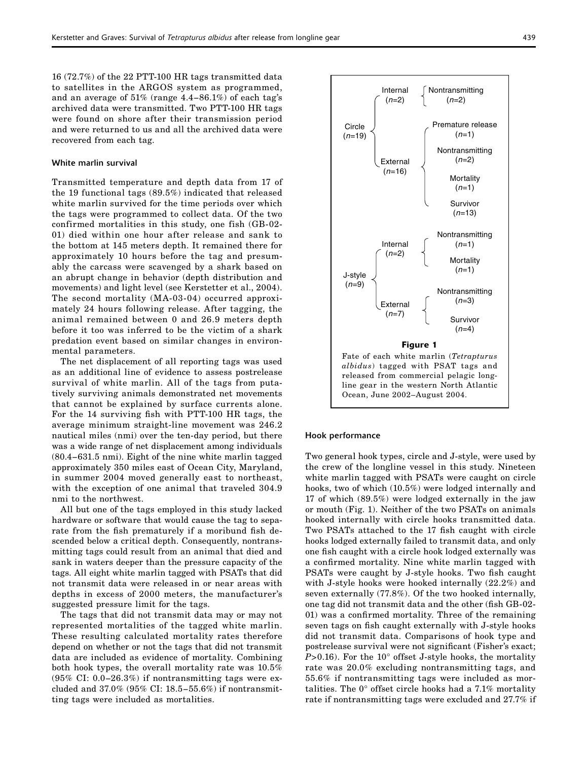16 (72.7%) of the 22 PTT-100 HR tags transmitted data to satellites in the ARGOS system as programmed, and an average of 51% (range 4.4–86.1%) of each tag's archived data were transmitted. Two PTT-100 HR tags were found on shore after their transmission period and were returned to us and all the archived data were recovered from each tag.

### White marlin survival

Transmitted temperature and depth data from 17 of the 19 functional tags (89.5%) indicated that released white marlin survived for the time periods over which the tags were programmed to collect data. Of the two confirmed mortalities in this study, one fish (GB-02-01) died within one hour after release and sank to the bottom at 145 meters depth. It remained there for approximately 10 hours before the tag and presumably the carcass were scavenged by a shark based on an abrupt change in behavior (depth distribution and movements) and light level (see Kerstetter et al., 2004). The second mortality (MA-03-04) occurred approximately 24 hours following release. After tagging, the animal remained between 0 and 26.9 meters depth before it too was inferred to be the victim of a shark predation event based on similar changes in environmental parameters.

The net displacement of all reporting tags was used as an additional line of evidence to assess postrelease survival of white marlin. All of the tags from putatively surviving animals demonstrated net movements that cannot be explained by surface currents alone. For the 14 surviving fish with PTT-100 HR tags, the average minimum straight-line movement was 246.2 nautical miles (nmi) over the ten-day period, but there was a wide range of net displacement among individuals (80.4–631.5 nmi). Eight of the nine white marlin tagged approximately 350 miles east of Ocean City, Maryland, in summer 2004 moved generally east to northeast, with the exception of one animal that traveled 304.9 nmi to the northwest.

All but one of the tags employed in this study lacked hardware or software that would cause the tag to separate from the fish prematurely if a moribund fish descended below a critical depth. Consequently, nontransmitting tags could result from an animal that died and sank in waters deeper than the pressure capacity of the tags. All eight white marlin tagged with PSATs that did not transmit data were released in or near areas with depths in excess of 2000 meters, the manufacturer's suggested pressure limit for the tags.

The tags that did not transmit data may or may not represented mortalities of the tagged white marlin. These resulting calculated mortality rates therefore depend on whether or not the tags that did not transmit data are included as evidence of mortality. Combining both hook types, the overall mortality rate was 10.5% (95% CI: 0.0–26.3%) if nontransmitting tags were excluded and 37.0% (95% CI: 18.5–55.6%) if nontransmitting tags were included as mortalities.

- Circle ($n$=19)
  - Internal ($n$=2)
    - Nontransmitting ($n$=2)
  - External ($n$=16)
    - Premature release ($n$=1)
    - Nontransmitting ($n$=2)
    - Mortality ($n$=1)
    - Survivor ($n$=13)
- J-style ($n$=9)
  - Internal ($n$=2)
    - Nontransmitting ($n$=1)
    - Mortality ($n$=1)
  - External ($n$=7)
    - Nontransmitting ($n$=3)
    - Survivor ($n$=4)

**Figure 1**

Fate of each white marlin (*Tetrapturus albidus*) tagged with PSAT tags and released from commercial pelagic longline gear in the western North Atlantic Ocean, June 2002–August 2004.

### Hook performance

Two general hook types, circle and J-style, were used by the crew of the longline vessel in this study. Nineteen white marlin tagged with PSATs were caught on circle hooks, two of which (10.5%) were lodged internally and 17 of which (89.5%) were lodged externally in the jaw or mouth (Fig. 1). Neither of the two PSATs on animals hooked internally with circle hooks transmitted data. Two PSATs attached to the 17 fish caught with circle hooks lodged externally failed to transmit data, and only one fish caught with a circle hook lodged externally was a confirmed mortality. Nine white marlin tagged with PSATs were caught by J-style hooks. Two fish caught with J-style hooks were hooked internally (22.2%) and seven externally (77.8%). Of the two hooked internally, one tag did not transmit data and the other (fish GB-02-01) was a confirmed mortality. Three of the remaining seven tags on fish caught externally with J-style hooks did not transmit data. Comparisons of hook type and postrelease survival were not significant (Fisher's exact; $P$>0.16). For the 10° offset J-style hooks, the mortality rate was 20.0% excluding nontransmitting tags, and 55.6% if nontransmitting tags were included as mortalities. The 0° offset circle hooks had a 7.1% mortality rate if nontransmitting tags were excluded and 27.7% if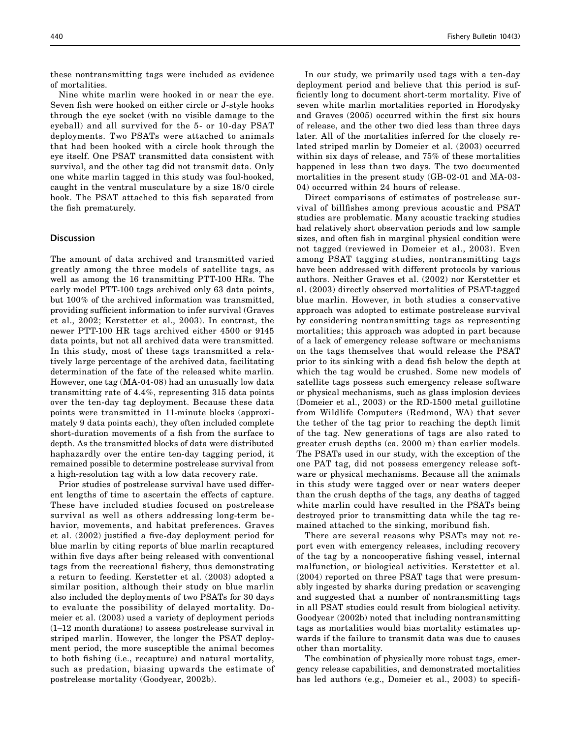these nontransmitting tags were included as evidence of mortalities.

Nine white marlin were hooked in or near the eye. Seven fish were hooked on either circle or J-style hooks through the eye socket (with no visible damage to the eyeball) and all survived for the 5- or 10-day PSAT deployments. Two PSATs were attached to animals that had been hooked with a circle hook through the eye itself. One PSAT transmitted data consistent with survival, and the other tag did not transmit data. Only one white marlin tagged in this study was foul-hooked, caught in the ventral musculature by a size 18/0 circle hook. The PSAT attached to this fish separated from the fish prematurely.

## Discussion

The amount of data archived and transmitted varied greatly among the three models of satellite tags, as well as among the 16 transmitting PTT-100 HRs. The early model PTT-100 tags archived only 63 data points, but 100% of the archived information was transmitted, providing sufficient information to infer survival (Graves et al., 2002; Kerstetter et al., 2003). In contrast, the newer PTT-100 HR tags archived either 4500 or 9145 data points, but not all archived data were transmitted. In this study, most of these tags transmitted a relatively large percentage of the archived data, facilitating determination of the fate of the released white marlin. However, one tag (MA-04-08) had an unusually low data transmitting rate of 4.4%, representing 315 data points over the ten-day tag deployment. Because these data points were transmitted in 11-minute blocks (approximately 9 data points each), they often included complete short-duration movements of a fish from the surface to depth. As the transmitted blocks of data were distributed haphazardly over the entire ten-day tagging period, it remained possible to determine postrelease survival from a high-resolution tag with a low data recovery rate.

Prior studies of postrelease survival have used different lengths of time to ascertain the effects of capture. These have included studies focused on postrelease survival as well as others addressing long-term behavior, movements, and habitat preferences. Graves et al. (2002) justified a five-day deployment period for blue marlin by citing reports of blue marlin recaptured within five days after being released with conventional tags from the recreational fishery, thus demonstrating a return to feeding. Kerstetter et al. (2003) adopted a similar position, although their study on blue marlin also included the deployments of two PSATs for 30 days to evaluate the possibility of delayed mortality. Domeier et al. (2003) used a variety of deployment periods (1–12 month durations) to assess postrelease survival in striped marlin. However, the longer the PSAT deployment period, the more susceptible the animal becomes to both fishing (i.e., recapture) and natural mortality, such as predation, biasing upwards the estimate of postrelease mortality (Goodyear, 2002b).

In our study, we primarily used tags with a ten-day deployment period and believe that this period is sufficiently long to document short-term mortality. Five of seven white marlin mortalities reported in Horodysky and Graves (2005) occurred within the first six hours of release, and the other two died less than three days later. All of the mortalities inferred for the closely related striped marlin by Domeier et al. (2003) occurred within six days of release, and 75% of these mortalities happened in less than two days. The two documented mortalities in the present study (GB-02-01 and MA-03-04) occurred within 24 hours of release.

Direct comparisons of estimates of postrelease survival of billfishes among previous acoustic and PSAT studies are problematic. Many acoustic tracking studies had relatively short observation periods and low sample sizes, and often fish in marginal physical condition were not tagged (reviewed in Domeier et al., 2003). Even among PSAT tagging studies, nontransmitting tags have been addressed with different protocols by various authors. Neither Graves et al. (2002) nor Kerstetter et al. (2003) directly observed mortalities of PSAT-tagged blue marlin. However, in both studies a conservative approach was adopted to estimate postrelease survival by considering nontransmitting tags as representing mortalities; this approach was adopted in part because of a lack of emergency release software or mechanisms on the tags themselves that would release the PSAT prior to its sinking with a dead fish below the depth at which the tag would be crushed. Some new models of satellite tags possess such emergency release software or physical mechanisms, such as glass implosion devices (Domeier et al., 2003) or the RD-1500 metal guillotine from Wildlife Computers (Redmond, WA) that sever the tether of the tag prior to reaching the depth limit of the tag. New generations of tags are also rated to greater crush depths (ca. 2000 m) than earlier models. The PSATs used in our study, with the exception of the one PAT tag, did not possess emergency release software or physical mechanisms. Because all the animals in this study were tagged over or near waters deeper than the crush depths of the tags, any deaths of tagged white marlin could have resulted in the PSATs being destroyed prior to transmitting data while the tag remained attached to the sinking, moribund fish.

There are several reasons why PSATs may not report even with emergency releases, including recovery of the tag by a noncooperative fishing vessel, internal malfunction, or biological activities. Kerstetter et al. (2004) reported on three PSAT tags that were presumably ingested by sharks during predation or scavenging and suggested that a number of nontransmitting tags in all PSAT studies could result from biological activity. Goodyear (2002b) noted that including nontransmitting tags as mortalities would bias mortality estimates upwards if the failure to transmit data was due to causes other than mortality.

The combination of physically more robust tags, emergency release capabilities, and demonstrated mortalities has led authors (e.g., Domeier et al., 2003) to specifi-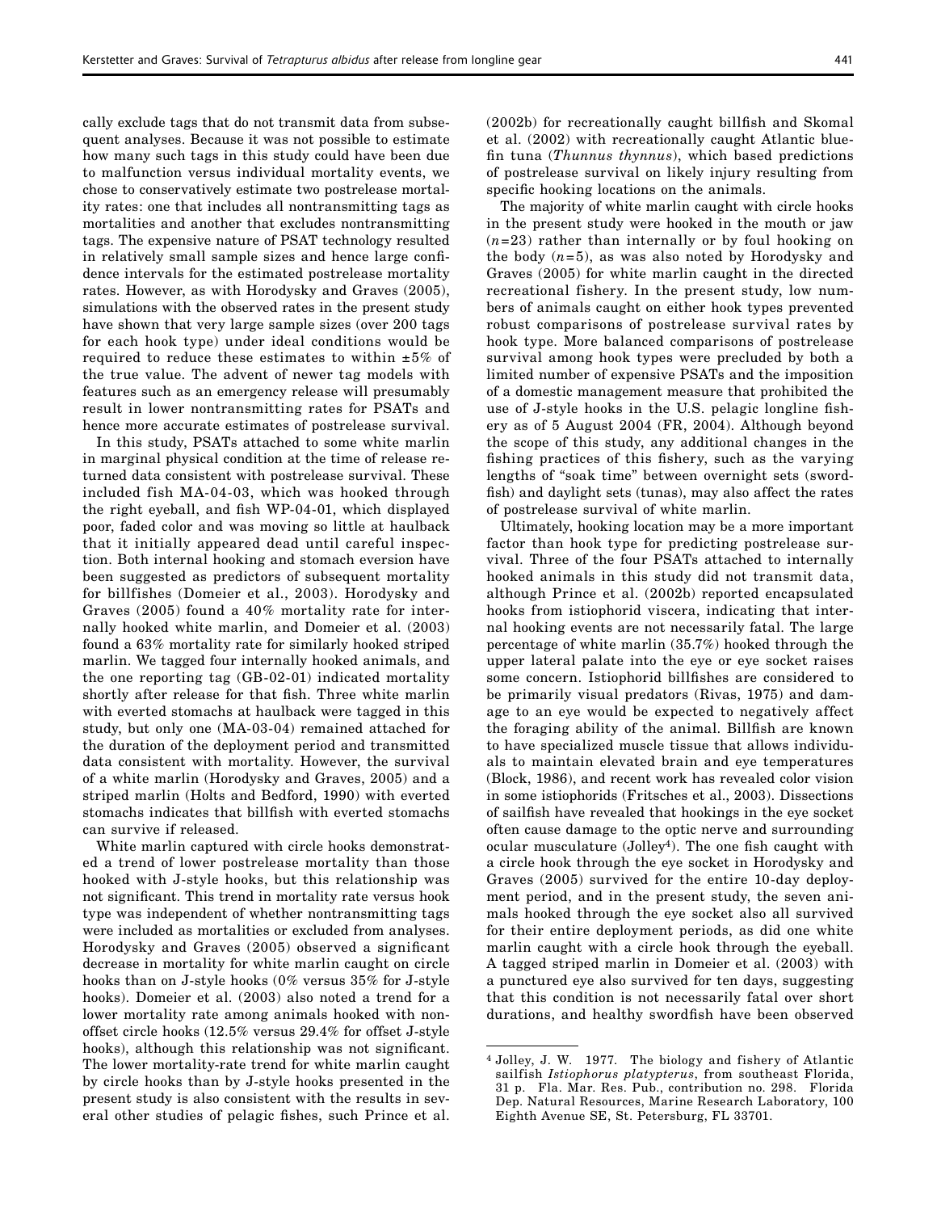cally exclude tags that do not transmit data from subsequent analyses. Because it was not possible to estimate how many such tags in this study could have been due to malfunction versus individual mortality events, we chose to conservatively estimate two postrelease mortality rates: one that includes all nontransmitting tags as mortalities and another that excludes nontransmitting tags. The expensive nature of PSAT technology resulted in relatively small sample sizes and hence large confidence intervals for the estimated postrelease mortality rates. However, as with Horodysky and Graves (2005), simulations with the observed rates in the present study have shown that very large sample sizes (over 200 tags for each hook type) under ideal conditions would be required to reduce these estimates to within ±5% of the true value. The advent of newer tag models with features such as an emergency release will presumably result in lower nontransmitting rates for PSATs and hence more accurate estimates of postrelease survival.

In this study, PSATs attached to some white marlin in marginal physical condition at the time of release returned data consistent with postrelease survival. These included fish MA-04-03, which was hooked through the right eyeball, and fish WP-04-01, which displayed poor, faded color and was moving so little at haulback that it initially appeared dead until careful inspection. Both internal hooking and stomach eversion have been suggested as predictors of subsequent mortality for billfishes (Domeier et al., 2003). Horodysky and Graves (2005) found a 40% mortality rate for internally hooked white marlin, and Domeier et al. (2003) found a 63% mortality rate for similarly hooked striped marlin. We tagged four internally hooked animals, and the one reporting tag (GB-02-01) indicated mortality shortly after release for that fish. Three white marlin with everted stomachs at haulback were tagged in this study, but only one (MA-03-04) remained attached for the duration of the deployment period and transmitted data consistent with mortality. However, the survival of a white marlin (Horodysky and Graves, 2005) and a striped marlin (Holts and Bedford, 1990) with everted stomachs indicates that billfish with everted stomachs can survive if released.

White marlin captured with circle hooks demonstrated a trend of lower postrelease mortality than those hooked with J-style hooks, but this relationship was not significant. This trend in mortality rate versus hook type was independent of whether nontransmitting tags were included as mortalities or excluded from analyses. Horodysky and Graves (2005) observed a significant decrease in mortality for white marlin caught on circle hooks than on J-style hooks (0% versus 35% for J-style hooks). Domeier et al. (2003) also noted a trend for a lower mortality rate among animals hooked with non-offset circle hooks (12.5% versus 29.4% for offset J-style hooks), although this relationship was not significant. The lower mortality-rate trend for white marlin caught by circle hooks than by J-style hooks presented in the present study is also consistent with the results in several other studies of pelagic fishes, such Prince et al. (2002b) for recreationally caught billfish and Skomal et al. (2002) with recreationally caught Atlantic bluefin tuna (*Thunnus thynnus*), which based predictions of postrelease survival on likely injury resulting from specific hooking locations on the animals.

The majority of white marlin caught with circle hooks in the present study were hooked in the mouth or jaw ($n$=23) rather than internally or by foul hooking on the body ($n$=5), as was also noted by Horodysky and Graves (2005) for white marlin caught in the directed recreational fishery. In the present study, low numbers of animals caught on either hook types prevented robust comparisons of postrelease survival rates by hook type. More balanced comparisons of postrelease survival among hook types were precluded by both a limited number of expensive PSATs and the imposition of a domestic management measure that prohibited the use of J-style hooks in the U.S. pelagic longline fishery as of 5 August 2004 (FR, 2004). Although beyond the scope of this study, any additional changes in the fishing practices of this fishery, such as the varying lengths of "soak time" between overnight sets (swordfish) and daylight sets (tunas), may also affect the rates of postrelease survival of white marlin.

Ultimately, hooking location may be a more important factor than hook type for predicting postrelease survival. Three of the four PSATs attached to internally hooked animals in this study did not transmit data, although Prince et al. (2002b) reported encapsulated hooks from istiophorid viscera, indicating that internal hooking events are not necessarily fatal. The large percentage of white marlin (35.7%) hooked through the upper lateral palate into the eye or eye socket raises some concern. Istiophorid billfishes are considered to be primarily visual predators (Rivas, 1975) and damage to an eye would be expected to negatively affect the foraging ability of the animal. Billfish are known to have specialized muscle tissue that allows individuals to maintain elevated brain and eye temperatures (Block, 1986), and recent work has revealed color vision in some istiophorids (Fritsches et al., 2003). Dissections of sailfish have revealed that hookings in the eye socket often cause damage to the optic nerve and surrounding ocular musculature (Jolley[4]). The one fish caught with a circle hook through the eye socket in Horodysky and Graves (2005) survived for the entire 10-day deployment period, and in the present study, the seven animals hooked through the eye socket also all survived for their entire deployment periods, as did one white marlin caught with a circle hook through the eyeball. A tagged striped marlin in Domeier et al. (2003) with a punctured eye also survived for ten days, suggesting that this condition is not necessarily fatal over short durations, and healthy swordfish have been observed

---

[4] Jolley, J. W. 1977. The biology and fishery of Atlantic sailfish *Istiophorus platypterus*, from southeast Florida, 31 p. Fla. Mar. Res. Pub., contribution no. 298. Florida Dep. Natural Resources, Marine Research Laboratory, 100 Eighth Avenue SE, St. Petersburg, FL 33701.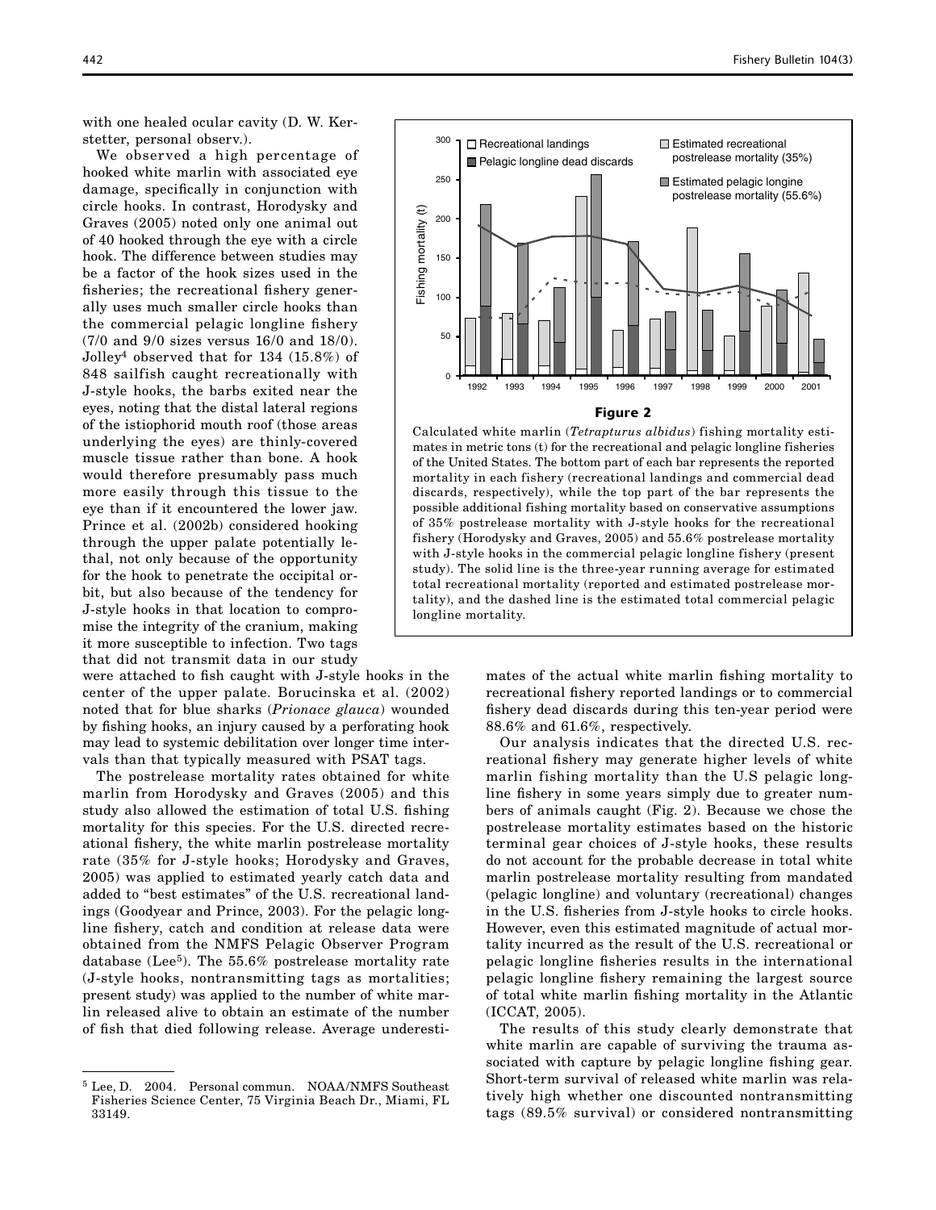with one healed ocular cavity (D. W. Kerstetter, personal observ.).

We observed a high percentage of hooked white marlin with associated eye damage, specifically in conjunction with circle hooks. In contrast, Horodysky and Graves (2005) noted only one animal out of 40 hooked through the eye with a circle hook. The difference between studies may be a factor of the hook sizes used in the fisheries; the recreational fishery generally uses much smaller circle hooks than the commercial pelagic longline fishery (7/0 and 9/0 sizes versus 16/0 and 18/0). Jolley[4] observed that for 134 (15.8%) of 848 sailfish caught recreationally with J-style hooks, the barbs exited near the eyes, noting that the distal lateral regions of the istiophorid mouth roof (those areas underlying the eyes) are thinly-covered muscle tissue rather than bone. A hook would therefore presumably pass much more easily through this tissue to the eye than if it encountered the lower jaw. Prince et al. (2002b) considered hooking through the upper palate potentially lethal, not only because of the opportunity for the hook to penetrate the occipital orbit, but also because of the tendency for J-style hooks in that location to compromise the integrity of the cranium, making it more susceptible to infection. Two tags that did not transmit data in our study were attached to fish caught with J-style hooks in the center of the upper palate. Borucinska et al. (2002) noted that for blue sharks (*Prionace glauca*) wounded by fishing hooks, an injury caused by a perforating hook may lead to systemic debilitation over longer time intervals than that typically measured with PSAT tags.

The postrelease mortality rates obtained for white marlin from Horodysky and Graves (2005) and this study also allowed the estimation of total U.S. fishing mortality for this species. For the U.S. directed recreational fishery, the white marlin postrelease mortality rate (35% for J-style hooks; Horodysky and Graves, 2005) was applied to estimated yearly catch data and added to "best estimates" of the U.S. recreational landings (Goodyear and Prince, 2003). For the pelagic longline fishery, catch and condition at release data were obtained from the NMFS Pelagic Observer Program database (Lee[5]). The 55.6% postrelease mortality rate (J-style hooks, nontransmitting tags as mortalities; present study) was applied to the number of white marlin released alive to obtain an estimate of the number of fish that died following release. Average underestimates of the actual white marlin fishing mortality to recreational fishery reported landings or to commercial fishery dead discards during this ten-year period were 88.6% and 61.6%, respectively.

**Figure 2**

Calculated white marlin (*Tetrapturus albidus*) fishing mortality estimates in metric tons (t) for the recreational and pelagic longline fisheries of the United States. The bottom part of each bar represents the reported mortality in each fishery (recreational landings and commercial dead discards, respectively), while the top part of the bar represents the possible additional fishing mortality based on conservative assumptions of 35% postrelease mortality with J-style hooks for the recreational fishery (Horodysky and Graves, 2005) and 55.6% postrelease mortality with J-style hooks in the commercial pelagic longline fishery (present study). The solid line is the three-year running average for estimated total recreational mortality (reported and estimated postrelease mortality), and the dashed line is the estimated total commercial pelagic longline mortality.

Our analysis indicates that the directed U.S. recreational fishery may generate higher levels of white marlin fishing mortality than the U.S pelagic longline fishery in some years simply due to greater numbers of animals caught (Fig. 2). Because we chose the postrelease mortality estimates based on the historic terminal gear choices of J-style hooks, these results do not account for the probable decrease in total white marlin postrelease mortality resulting from mandated (pelagic longline) and voluntary (recreational) changes in the U.S. fisheries from J-style hooks to circle hooks. However, even this estimated magnitude of actual mortality incurred as the result of the U.S. recreational or pelagic longline fisheries results in the international pelagic longline fishery remaining the largest source of total white marlin fishing mortality in the Atlantic (ICCAT, 2005).

The results of this study clearly demonstrate that white marlin are capable of surviving the trauma associated with capture by pelagic longline fishing gear. Short-term survival of released white marlin was relatively high whether one discounted nontransmitting tags (89.5% survival) or considered nontransmitting

---

[5] Lee, D. 2004. Personal commun. NOAA/NMFS Southeast Fisheries Science Center, 75 Virginia Beach Dr., Miami, FL 33149.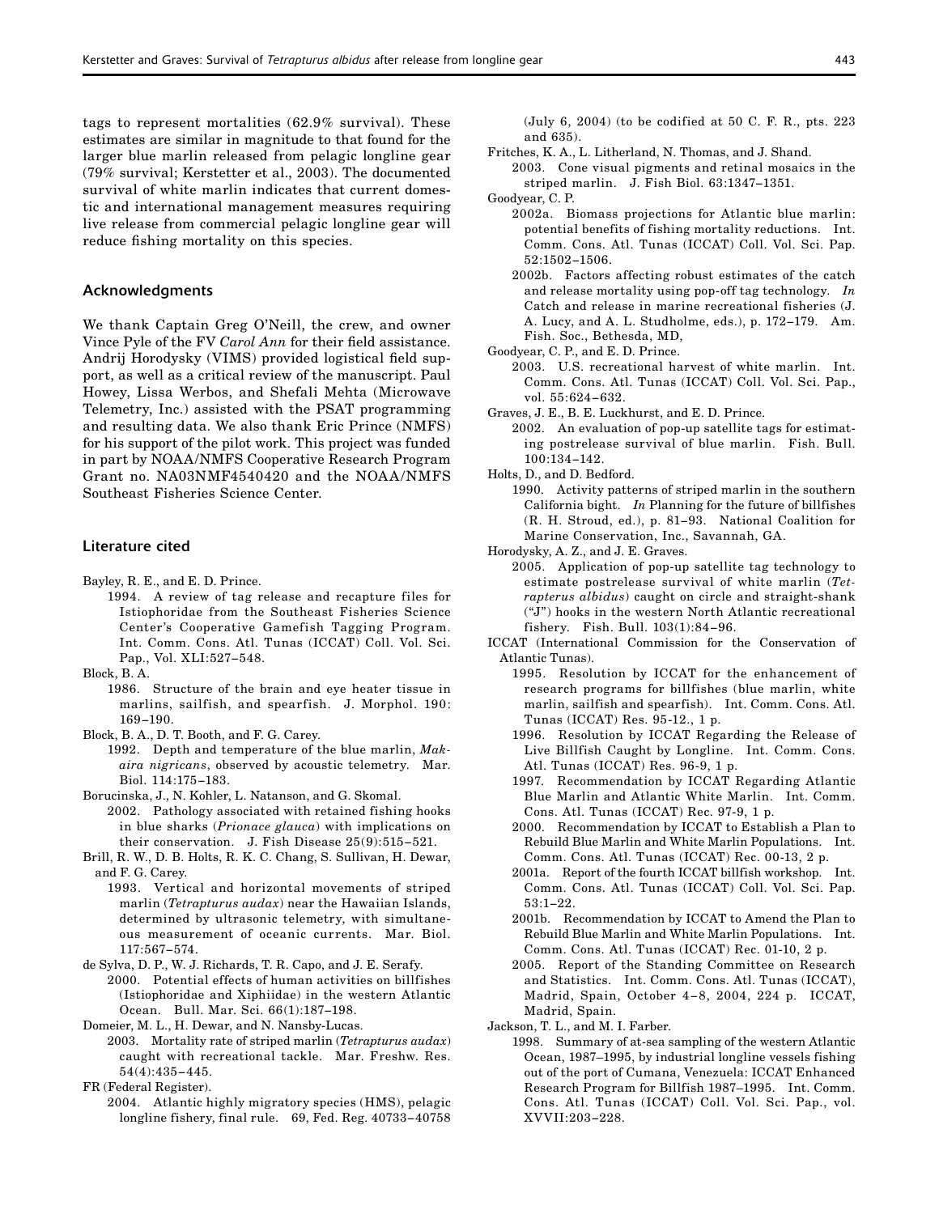tags to represent mortalities (62.9% survival). These estimates are similar in magnitude to that found for the larger blue marlin released from pelagic longline gear (79% survival; Kerstetter et al., 2003). The documented survival of white marlin indicates that current domestic and international management measures requiring live release from commercial pelagic longline gear will reduce fishing mortality on this species.

## Acknowledgments

We thank Captain Greg O'Neill, the crew, and owner Vince Pyle of the FV *Carol Ann* for their field assistance. Andrij Horodysky (VIMS) provided logistical field support, as well as a critical review of the manuscript. Paul Howey, Lissa Werbos, and Shefali Mehta (Microwave Telemetry, Inc.) assisted with the PSAT programming and resulting data. We also thank Eric Prince (NMFS) for his support of the pilot work. This project was funded in part by NOAA/NMFS Cooperative Research Program Grant no. NA03NMF4540420 and the NOAA/NMFS Southeast Fisheries Science Center.

## Literature cited

Bayley, R. E., and E. D. Prince.
1994. A review of tag release and recapture files for Istiophoridae from the Southeast Fisheries Science Center's Cooperative Gamefish Tagging Program. Int. Comm. Cons. Atl. Tunas (ICCAT) Coll. Vol. Sci. Pap., Vol. XLI:527–548.

Block, B. A.
1986. Structure of the brain and eye heater tissue in marlins, sailfish, and spearfish. J. Morphol. 190: 169–190.

Block, B. A., D. T. Booth, and F. G. Carey.
1992. Depth and temperature of the blue marlin, *Makaira nigricans*, observed by acoustic telemetry. Mar. Biol. 114:175–183.

Borucinska, J., N. Kohler, L. Natanson, and G. Skomal.
2002. Pathology associated with retained fishing hooks in blue sharks (*Prionace glauca*) with implications on their conservation. J. Fish Disease 25(9):515–521.

Brill, R. W., D. B. Holts, R. K. C. Chang, S. Sullivan, H. Dewar, and F. G. Carey.
1993. Vertical and horizontal movements of striped marlin (*Tetrapturus audax*) near the Hawaiian Islands, determined by ultrasonic telemetry, with simultaneous measurement of oceanic currents. Mar. Biol. 117:567–574.

de Sylva, D. P., W. J. Richards, T. R. Capo, and J. E. Serafy.
2000. Potential effects of human activities on billfishes (Istiophoridae and Xiphiidae) in the western Atlantic Ocean. Bull. Mar. Sci. 66(1):187–198.

Domeier, M. L., H. Dewar, and N. Nansby-Lucas.
2003. Mortality rate of striped marlin (*Tetrapturus audax*) caught with recreational tackle. Mar. Freshw. Res. 54(4):435–445.

FR (Federal Register).
2004. Atlantic highly migratory species (HMS), pelagic longline fishery, final rule. 69, Fed. Reg. 40733–40758 (July 6, 2004) (to be codified at 50 C. F. R., pts. 223 and 635).

Fritches, K. A., L. Litherland, N. Thomas, and J. Shand.
2003. Cone visual pigments and retinal mosaics in the striped marlin. J. Fish Biol. 63:1347–1351.

Goodyear, C. P.
2002a. Biomass projections for Atlantic blue marlin: potential benefits of fishing mortality reductions. Int. Comm. Cons. Atl. Tunas (ICCAT) Coll. Vol. Sci. Pap. 52:1502–1506.
2002b. Factors affecting robust estimates of the catch and release mortality using pop-off tag technology. *In* Catch and release in marine recreational fisheries (J. A. Lucy, and A. L. Studholme, eds.), p. 172–179. Am. Fish. Soc., Bethesda, MD,

Goodyear, C. P., and E. D. Prince.
2003. U.S. recreational harvest of white marlin. Int. Comm. Cons. Atl. Tunas (ICCAT) Coll. Vol. Sci. Pap., vol. 55:624–632.

Graves, J. E., B. E. Luckhurst, and E. D. Prince.
2002. An evaluation of pop-up satellite tags for estimating postrelease survival of blue marlin. Fish. Bull. 100:134–142.

Holts, D., and D. Bedford.
1990. Activity patterns of striped marlin in the southern California bight. *In* Planning for the future of billfishes (R. H. Stroud, ed.), p. 81–93. National Coalition for Marine Conservation, Inc., Savannah, GA.

Horodysky, A. Z., and J. E. Graves.
2005. Application of pop-up satellite tag technology to estimate postrelease survival of white marlin (*Tetrapturus albidus*) caught on circle and straight-shank ("J") hooks in the western North Atlantic recreational fishery. Fish. Bull. 103(1):84–96.

ICCAT (International Commission for the Conservation of Atlantic Tunas).
1995. Resolution by ICCAT for the enhancement of research programs for billfishes (blue marlin, white marlin, sailfish and spearfish). Int. Comm. Cons. Atl. Tunas (ICCAT) Res. 95-12., 1 p.
1996. Resolution by ICCAT Regarding the Release of Live Billfish Caught by Longline. Int. Comm. Cons. Atl. Tunas (ICCAT) Res. 96-9, 1 p.
1997. Recommendation by ICCAT Regarding Atlantic Blue Marlin and Atlantic White Marlin. Int. Comm. Cons. Atl. Tunas (ICCAT) Rec. 97-9, 1 p.
2000. Recommendation by ICCAT to Establish a Plan to Rebuild Blue Marlin and White Marlin Populations. Int. Comm. Cons. Atl. Tunas (ICCAT) Rec. 00-13, 2 p.
2001a. Report of the fourth ICCAT billfish workshop. Int. Comm. Cons. Atl. Tunas (ICCAT) Coll. Vol. Sci. Pap. 53:1–22.
2001b. Recommendation by ICCAT to Amend the Plan to Rebuild Blue Marlin and White Marlin Populations. Int. Comm. Cons. Atl. Tunas (ICCAT) Rec. 01-10, 2 p.
2005. Report of the Standing Committee on Research and Statistics. Int. Comm. Cons. Atl. Tunas (ICCAT), Madrid, Spain, October 4–8, 2004, 224 p. ICCAT, Madrid, Spain.

Jackson, T. L., and M. I. Farber.
1998. Summary of at-sea sampling of the western Atlantic Ocean, 1987–1995, by industrial longline vessels fishing out of the port of Cumana, Venezuela: ICCAT Enhanced Research Program for Billfish 1987–1995. Int. Comm. Cons. Atl. Tunas (ICCAT) Coll. Vol. Sci. Pap., vol. XVVII:203–228.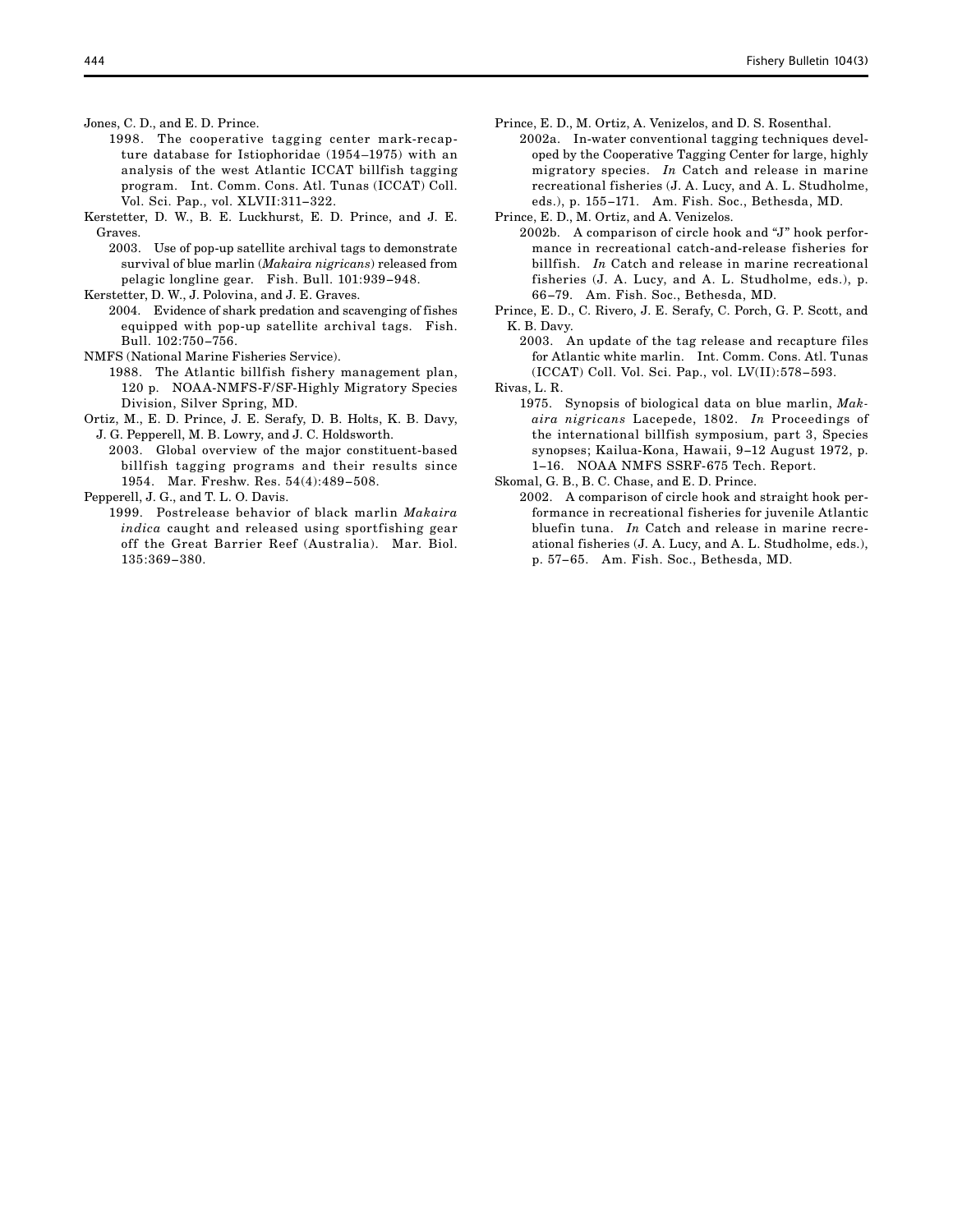Jones, C. D., and E. D. Prince.

1998. The cooperative tagging center mark-recapture database for Istiophoridae (1954–1975) with an analysis of the west Atlantic ICCAT billfish tagging program. Int. Comm. Cons. Atl. Tunas (ICCAT) Coll. Vol. Sci. Pap., vol. XLVII:311–322.

Kerstetter, D. W., B. E. Luckhurst, E. D. Prince, and J. E. Graves.

2003. Use of pop-up satellite archival tags to demonstrate survival of blue marlin (*Makaira nigricans*) released from pelagic longline gear. Fish. Bull. 101:939–948.

Kerstetter, D. W., J. Polovina, and J. E. Graves.

2004. Evidence of shark predation and scavenging of fishes equipped with pop-up satellite archival tags. Fish. Bull. 102:750–756.

NMFS (National Marine Fisheries Service).

1988. The Atlantic billfish fishery management plan, 120 p. NOAA-NMFS-F/SF-Highly Migratory Species Division, Silver Spring, MD.

Ortiz, M., E. D. Prince, J. E. Serafy, D. B. Holts, K. B. Davy, J. G. Pepperell, M. B. Lowry, and J. C. Holdsworth.

2003. Global overview of the major constituent-based billfish tagging programs and their results since 1954. Mar. Freshw. Res. 54(4):489–508.

Pepperell, J. G., and T. L. O. Davis.

1999. Postrelease behavior of black marlin *Makaira indica* caught and released using sportfishing gear off the Great Barrier Reef (Australia). Mar. Biol. 135:369–380.

Prince, E. D., M. Ortiz, A. Venizelos, and D. S. Rosenthal.

2002a. In-water conventional tagging techniques developed by the Cooperative Tagging Center for large, highly migratory species. *In* Catch and release in marine recreational fisheries (J. A. Lucy, and A. L. Studholme, eds.), p. 155–171. Am. Fish. Soc., Bethesda, MD.

Prince, E. D., M. Ortiz, and A. Venizelos.

2002b. A comparison of circle hook and "J" hook performance in recreational catch-and-release fisheries for billfish. *In* Catch and release in marine recreational fisheries (J. A. Lucy, and A. L. Studholme, eds.), p. 66–79. Am. Fish. Soc., Bethesda, MD.

Prince, E. D., C. Rivero, J. E. Serafy, C. Porch, G. P. Scott, and K. B. Davy.

2003. An update of the tag release and recapture files for Atlantic white marlin. Int. Comm. Cons. Atl. Tunas (ICCAT) Coll. Vol. Sci. Pap., vol. LV(II):578–593.

Rivas, L. R.

1975. Synopsis of biological data on blue marlin, *Makaira nigricans* Lacepede, 1802. *In* Proceedings of the international billfish symposium, part 3, Species synopses; Kailua-Kona, Hawaii, 9–12 August 1972, p. 1–16. NOAA NMFS SSRF-675 Tech. Report.

Skomal, G. B., B. C. Chase, and E. D. Prince.

2002. A comparison of circle hook and straight hook performance in recreational fisheries for juvenile Atlantic bluefin tuna. *In* Catch and release in marine recreational fisheries (J. A. Lucy, and A. L. Studholme, eds.), p. 57–65. Am. Fish. Soc., Bethesda, MD.